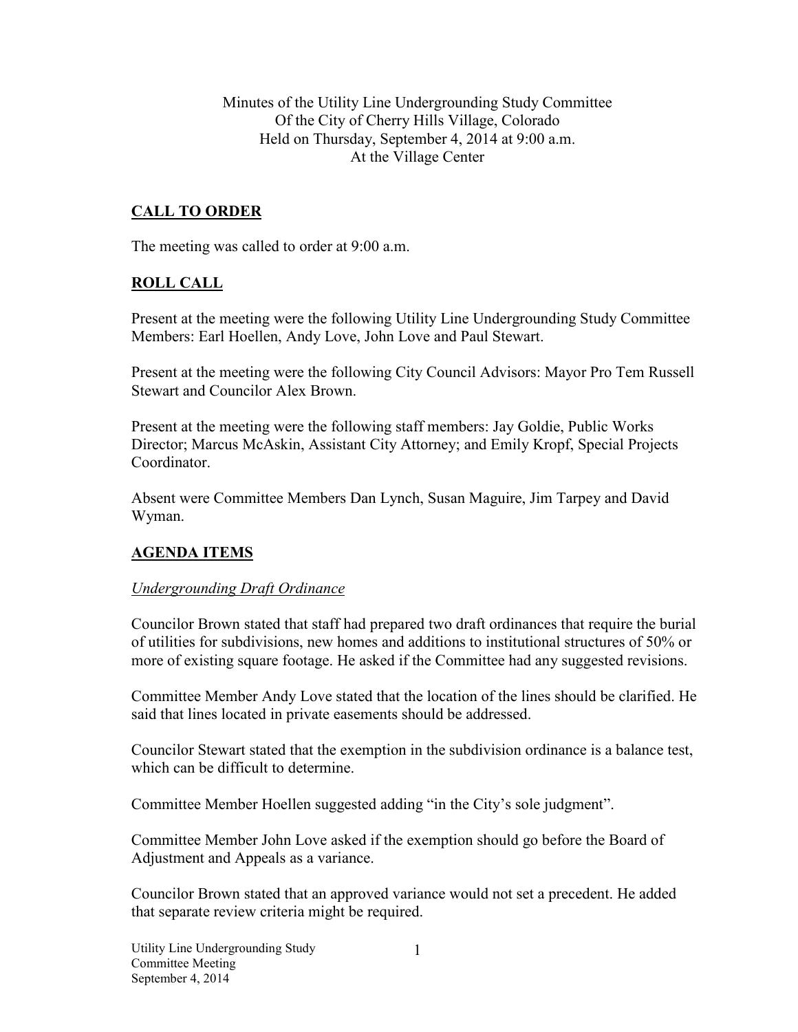Minutes of the Utility Line Undergrounding Study Committee
Of the City of Cherry Hills Village, Colorado
Held on Thursday, September 4, 2014 at 9:00 a.m.
At the Village Center

## CALL TO ORDER

The meeting was called to order at 9:00 a.m.

## ROLL CALL

Present at the meeting were the following Utility Line Undergrounding Study Committee Members: Earl Hoellen, Andy Love, John Love and Paul Stewart.

Present at the meeting were the following City Council Advisors: Mayor Pro Tem Russell Stewart and Councilor Alex Brown.

Present at the meeting were the following staff members: Jay Goldie, Public Works Director; Marcus McAskin, Assistant City Attorney; and Emily Kropf, Special Projects Coordinator.

Absent were Committee Members Dan Lynch, Susan Maguire, Jim Tarpey and David Wyman.

## AGENDA ITEMS

### *Undergrounding Draft Ordinance*

Councilor Brown stated that staff had prepared two draft ordinances that require the burial of utilities for subdivisions, new homes and additions to institutional structures of 50% or more of existing square footage. He asked if the Committee had any suggested revisions.

Committee Member Andy Love stated that the location of the lines should be clarified. He said that lines located in private easements should be addressed.

Councilor Stewart stated that the exemption in the subdivision ordinance is a balance test, which can be difficult to determine.

Committee Member Hoellen suggested adding "in the City's sole judgment".

Committee Member John Love asked if the exemption should go before the Board of Adjustment and Appeals as a variance.

Councilor Brown stated that an approved variance would not set a precedent. He added that separate review criteria might be required.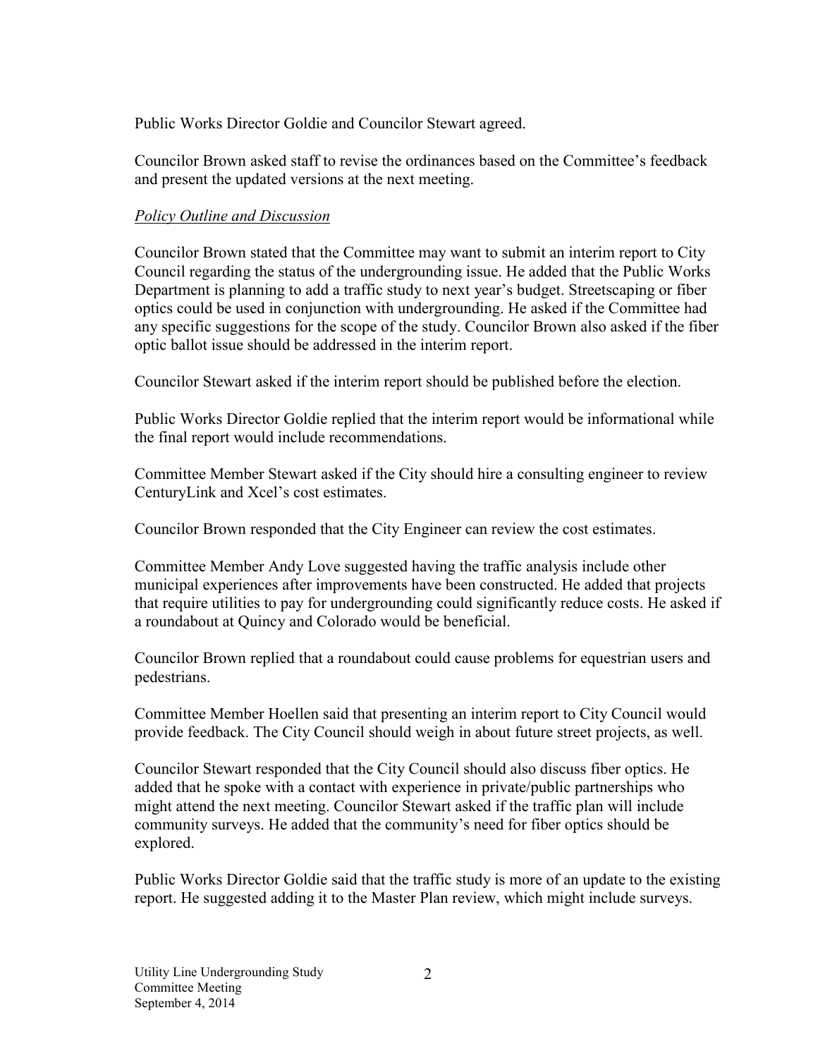Public Works Director Goldie and Councilor Stewart agreed.

Councilor Brown asked staff to revise the ordinances based on the Committee's feedback and present the updated versions at the next meeting.

*Policy Outline and Discussion*

Councilor Brown stated that the Committee may want to submit an interim report to City Council regarding the status of the undergrounding issue. He added that the Public Works Department is planning to add a traffic study to next year's budget. Streetscaping or fiber optics could be used in conjunction with undergrounding. He asked if the Committee had any specific suggestions for the scope of the study. Councilor Brown also asked if the fiber optic ballot issue should be addressed in the interim report.

Councilor Stewart asked if the interim report should be published before the election.

Public Works Director Goldie replied that the interim report would be informational while the final report would include recommendations.

Committee Member Stewart asked if the City should hire a consulting engineer to review CenturyLink and Xcel's cost estimates.

Councilor Brown responded that the City Engineer can review the cost estimates.

Committee Member Andy Love suggested having the traffic analysis include other municipal experiences after improvements have been constructed. He added that projects that require utilities to pay for undergrounding could significantly reduce costs. He asked if a roundabout at Quincy and Colorado would be beneficial.

Councilor Brown replied that a roundabout could cause problems for equestrian users and pedestrians.

Committee Member Hoellen said that presenting an interim report to City Council would provide feedback. The City Council should weigh in about future street projects, as well.

Councilor Stewart responded that the City Council should also discuss fiber optics. He added that he spoke with a contact with experience in private/public partnerships who might attend the next meeting. Councilor Stewart asked if the traffic plan will include community surveys. He added that the community's need for fiber optics should be explored.

Public Works Director Goldie said that the traffic study is more of an update to the existing report. He suggested adding it to the Master Plan review, which might include surveys.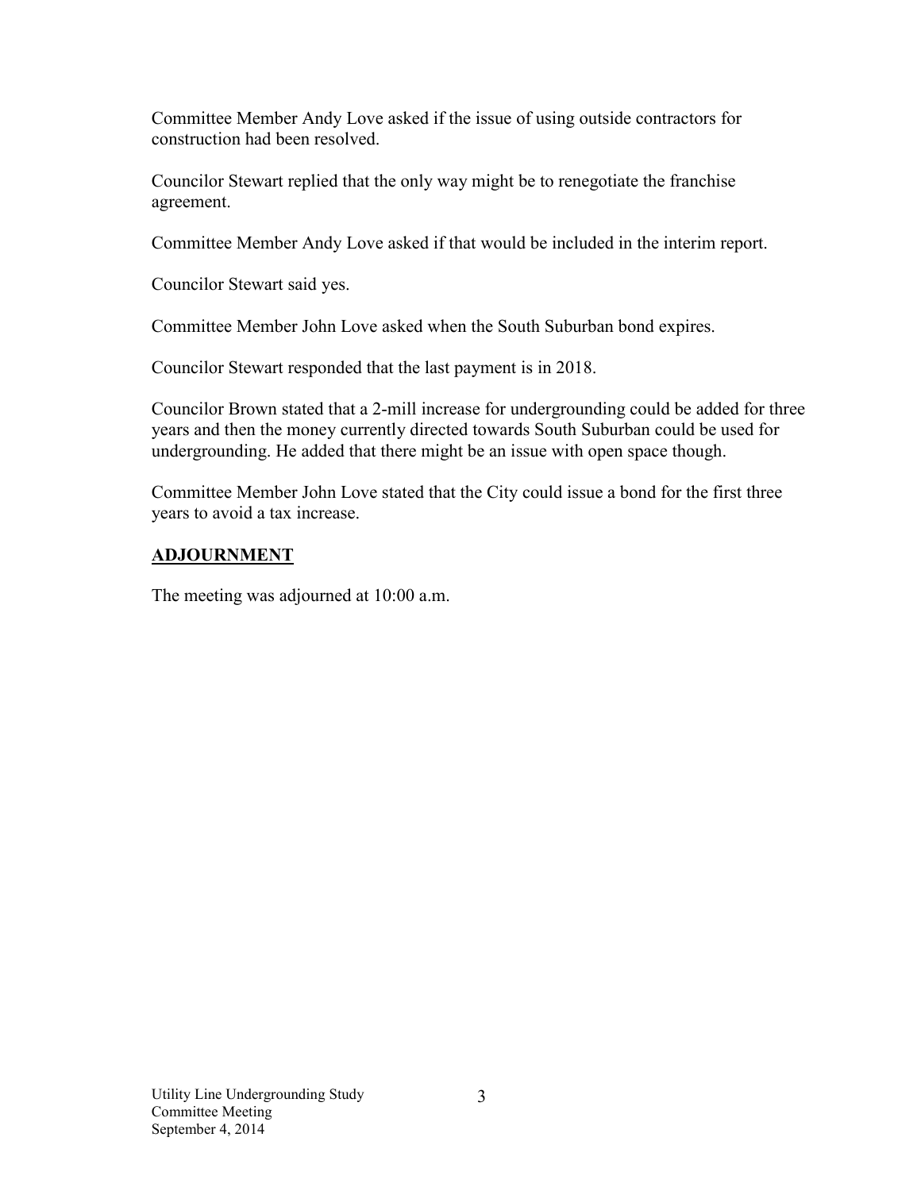Committee Member Andy Love asked if the issue of using outside contractors for construction had been resolved.

Councilor Stewart replied that the only way might be to renegotiate the franchise agreement.

Committee Member Andy Love asked if that would be included in the interim report.

Councilor Stewart said yes.

Committee Member John Love asked when the South Suburban bond expires.

Councilor Stewart responded that the last payment is in 2018.

Councilor Brown stated that a 2-mill increase for undergrounding could be added for three years and then the money currently directed towards South Suburban could be used for undergrounding. He added that there might be an issue with open space though.

Committee Member John Love stated that the City could issue a bond for the first three years to avoid a tax increase.

## ADJOURNMENT

The meeting was adjourned at 10:00 a.m.